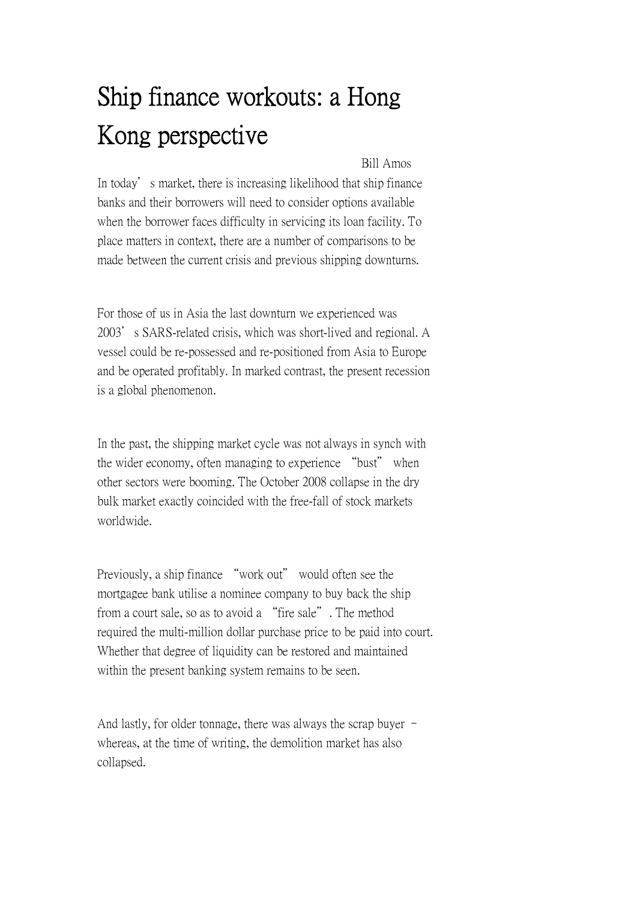# Ship finance workouts: a Hong Kong perspective

Bill Amos

In today's market, there is increasing likelihood that ship finance banks and their borrowers will need to consider options available when the borrower faces difficulty in servicing its loan facility. To place matters in context, there are a number of comparisons to be made between the current crisis and previous shipping downturns.

For those of us in Asia the last downturn we experienced was 2003's SARS-related crisis, which was short-lived and regional. A vessel could be re-possessed and re-positioned from Asia to Europe and be operated profitably. In marked contrast, the present recession is a global phenomenon.

In the past, the shipping market cycle was not always in synch with the wider economy, often managing to experience "bust" when other sectors were booming. The October 2008 collapse in the dry bulk market exactly coincided with the free-fall of stock markets worldwide.

Previously, a ship finance "work out" would often see the mortgagee bank utilise a nominee company to buy back the ship from a court sale, so as to avoid a "fire sale". The method required the multi-million dollar purchase price to be paid into court. Whether that degree of liquidity can be restored and maintained within the present banking system remains to be seen.

And lastly, for older tonnage, there was always the scrap buyer – whereas, at the time of writing, the demolition market has also collapsed.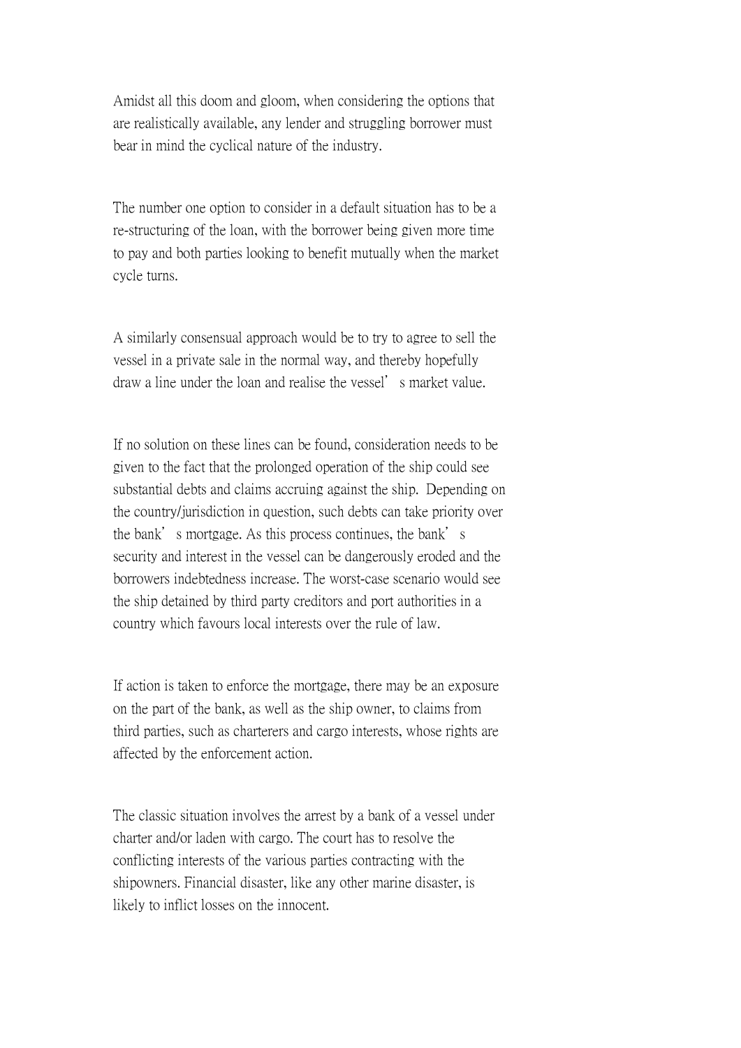Amidst all this doom and gloom, when considering the options that are realistically available, any lender and struggling borrower must bear in mind the cyclical nature of the industry.

The number one option to consider in a default situation has to be a re-structuring of the loan, with the borrower being given more time to pay and both parties looking to benefit mutually when the market cycle turns.

A similarly consensual approach would be to try to agree to sell the vessel in a private sale in the normal way, and thereby hopefully draw a line under the loan and realise the vessel's market value.

If no solution on these lines can be found, consideration needs to be given to the fact that the prolonged operation of the ship could see substantial debts and claims accruing against the ship. Depending on the country/jurisdiction in question, such debts can take priority over the bank's mortgage. As this process continues, the bank's security and interest in the vessel can be dangerously eroded and the borrowers indebtedness increase. The worst-case scenario would see the ship detained by third party creditors and port authorities in a country which favours local interests over the rule of law.

If action is taken to enforce the mortgage, there may be an exposure on the part of the bank, as well as the ship owner, to claims from third parties, such as charterers and cargo interests, whose rights are affected by the enforcement action.

The classic situation involves the arrest by a bank of a vessel under charter and/or laden with cargo. The court has to resolve the conflicting interests of the various parties contracting with the shipowners. Financial disaster, like any other marine disaster, is likely to inflict losses on the innocent.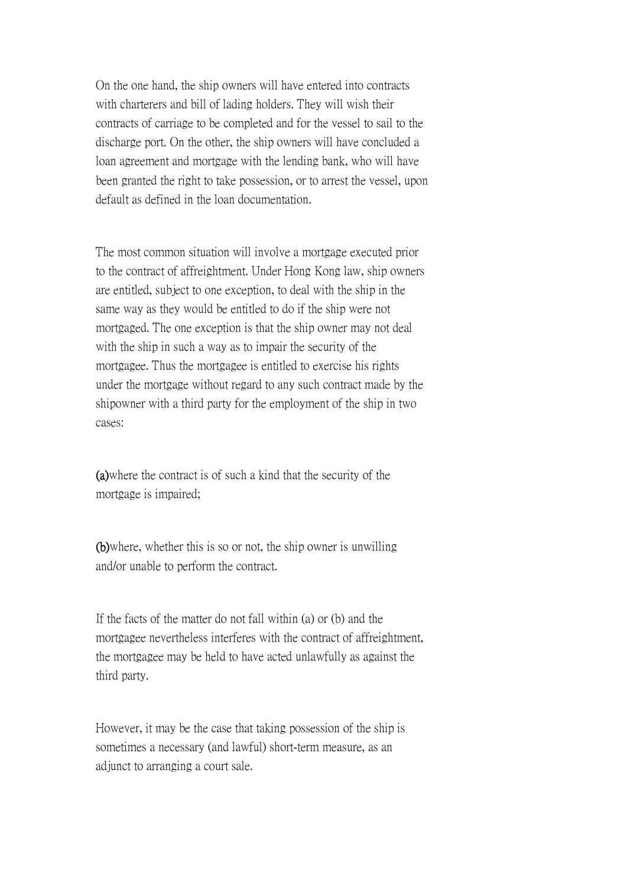On the one hand, the ship owners will have entered into contracts with charterers and bill of lading holders. They will wish their contracts of carriage to be completed and for the vessel to sail to the discharge port. On the other, the ship owners will have concluded a loan agreement and mortgage with the lending bank, who will have been granted the right to take possession, or to arrest the vessel, upon default as defined in the loan documentation.

The most common situation will involve a mortgage executed prior to the contract of affreightment. Under Hong Kong law, ship owners are entitled, subject to one exception, to deal with the ship in the same way as they would be entitled to do if the ship were not mortgaged. The one exception is that the ship owner may not deal with the ship in such a way as to impair the security of the mortgagee. Thus the mortgagee is entitled to exercise his rights under the mortgage without regard to any such contract made by the shipowner with a third party for the employment of the ship in two cases:

**(a)**where the contract is of such a kind that the security of the mortgage is impaired;

**(b)**where, whether this is so or not, the ship owner is unwilling and/or unable to perform the contract.

If the facts of the matter do not fall within (a) or (b) and the mortgagee nevertheless interferes with the contract of affreightment, the mortgagee may be held to have acted unlawfully as against the third party.

However, it may be the case that taking possession of the ship is sometimes a necessary (and lawful) short-term measure, as an adjunct to arranging a court sale.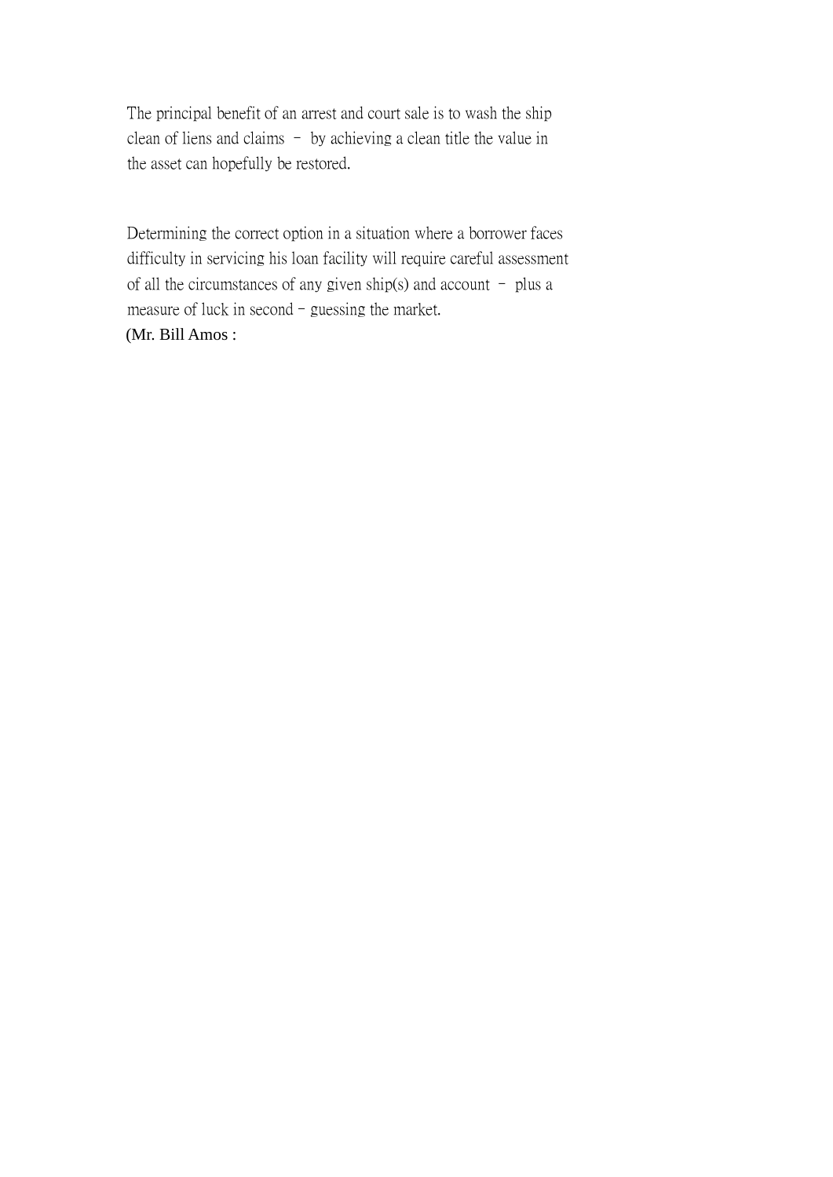The principal benefit of an arrest and court sale is to wash the ship clean of liens and claims – by achieving a clean title the value in the asset can hopefully be restored.

Determining the correct option in a situation where a borrower faces difficulty in servicing his loan facility will require careful assessment of all the circumstances of any given ship(s) and account – plus a measure of luck in second – guessing the market.

(Mr. Bill Amos :